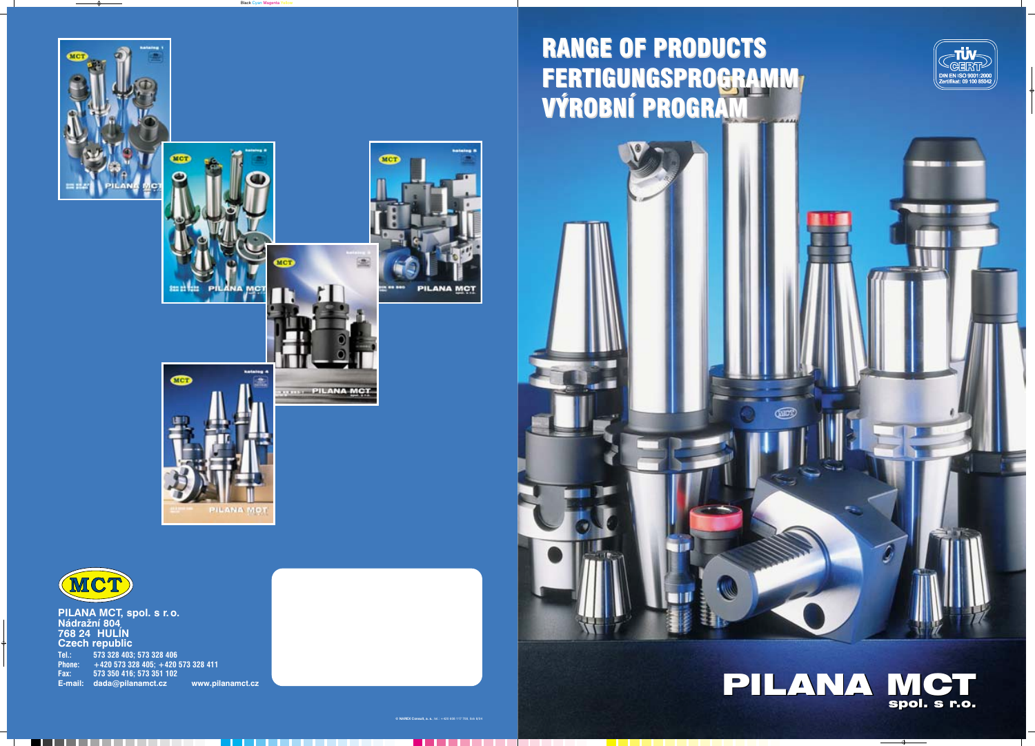# RANGE OF PRODUCTS
# FERTIGUNGSPROGRAMM
# VÝROBNÍ PROGRAM

TÜV CERT
DIN EN ISO 9001:2000
Zertifikat: 09 100 85042

**PILANA MCT**
**spol. s r.o.**

MCT

**PILANA MCT, spol. s r. o.**
**Nádražní 804**
**768 24 HULÍN**
**Czech republic**

| | |
|---|---|
| Tel.: | 573 328 403; 573 328 406 |
| Phone: | +420 573 328 405; +420 573 328 411 |
| Fax: | 573 350 416; 573 351 102 |
| E-mail: | dada@pilanamct.cz www.pilanamct.cz |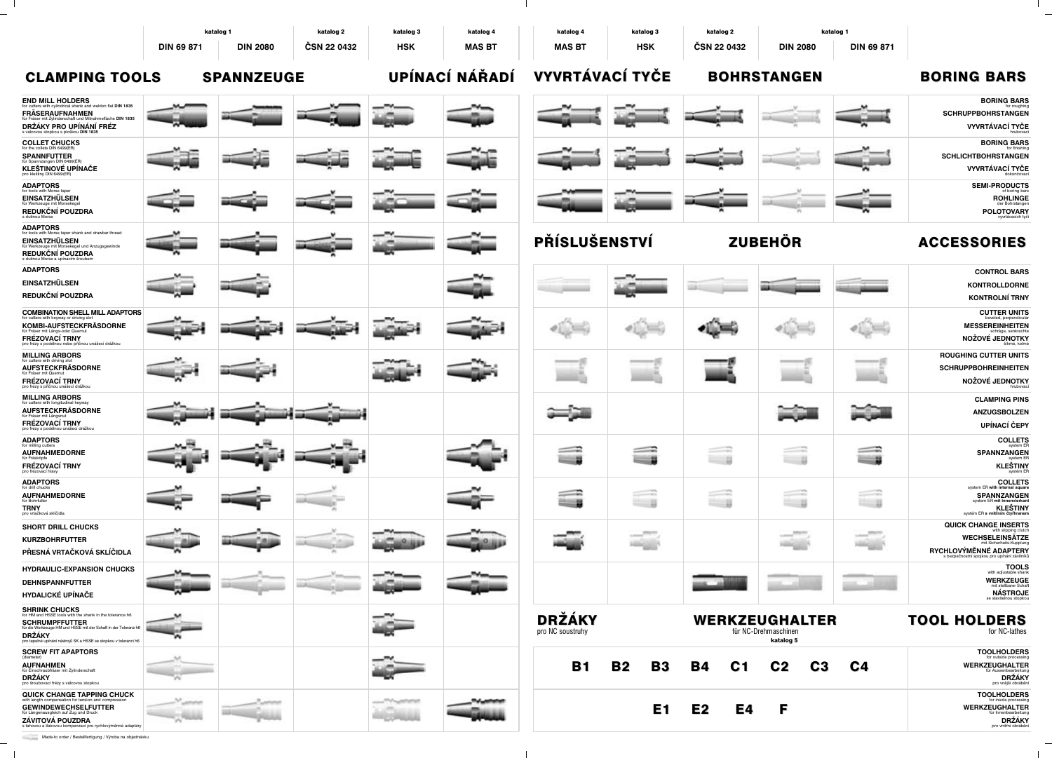# CLAMPING TOOLS — SPANNZEUGE — UPÍNACÍ NÁŘADÍ

| | katalog 1 | | katalog 2 | katalog 3 | katalog 4 |
|---|---|---|---|---|---|
| | DIN 69 871 | DIN 2080 | ČSN 22 0432 | HSK | MAS BT |

**END MILL HOLDERS** for cutters with cylindrical shank and weldon flat DIN 1835
**FRÄSERAUFNAHMEN** für Fräser mit Zylinderschaft und Mitnahmefläche DIN 1835
**DRŽÁKY PRO UPÍNÁNÍ FRÉZ** s válcovou stopkou s ploškou DIN 1835

**COLLET CHUCKS** for the collets DIN 6499(ER)
**SPANNFUTTER** für Spannzangen DIN 6499(ER)
**KLEŠTINOVÉ UPÍNAČE** pro kleštiny DIN 6499(ER)

**ADAPTORS** for tools with Morse taper
**EINSATZHÜLSEN** für Werkzeuge mit Morsekegel
**REDUKČNÍ POUZDRA** s dutinou Morse

**ADAPTORS** for tools with Morse taper shank and drawbar thread
**EINSATZHÜLSEN** für Werkzeuge mit Morsekegel und Anzugsgewinde
**REDUKČNÍ POUZDRA** s dutinou Morse a upínacím šroubem

**ADAPTORS**
**EINSATZHÜLSEN**
**REDUKČNÍ POUZDRA**

**COMBINATION SHELL MILL ADAPTORS** for cutters with keyway or driving slot
**KOMBI-AUFSTECKFRÄSDORNE** für Fräser mit Längs-oder Quernut
**FRÉZOVACÍ TRNY** pro frézy s podélnou nebo příčnou unášecí drážkou

**MILLING ARBORS** for cutters with driving slot
**AUFSTECKFRÄSDORNE** für Fräser mit Quernut
**FRÉZOVACÍ TRNY** pro frézy s příčnou unášecí drážkou

**MILLING ARBORS** for cutters with longitudinal keyway
**AUFSTECKFRÄSDORNE** für Fräser mit Längsnut
**FRÉZOVACÍ TRNY** pro frézy s podélnou unášecí drážkou

**ADAPTORS** for milling cutters
**AUFNAHMEDORNE** für Fräsköpfe
**FRÉZOVACÍ TRNY** pro frézovací hlavy

**ADAPTORS** for drill chucks
**AUFNAHMEDORNE** für Bohrfutter
**TRNY** pro vrtačková sklíčidla

**SHORT DRILL CHUCKS**
**KURZBOHRFUTTER**
**PŘESNÁ VRTAČKOVÁ SKLÍČIDLA**

**HYDRAULIC-EXPANSION CHUCKS**
**DEHNSPANNFUTTER**
**HYDALICKÉ UPÍNAČE**

**SHRINK CHUCKS** for HM and HSSE tools with the shank in the tolerance h6
**SCHRUMPFFUTTER** für die Werkzeuge HM und HSSE mit der Schaft in der Toleranz h6
**DRŽÁKY** pro tepelné upínání nástrojů SK a HSSE se stopkou v toleranci h6

**SCREW FIT APAPTORS** (diameter)
**AUFNAHMEN** für Einschraubfräser mit Zylinderschaft
**DRŽÁKY** pro šroubovací frézy s válcovou stopkou

**QUICK CHANGE TAPPING CHUCK** with length compensation for tension and compression
**GEWINDEWECHSELFUTTER** für Längenausgleich auf Zug und Druck
**ZÁVITOVÁ POUZDRA** s tahovou a tlakovou kompenzací pro rychlovýměnné adaptéry

Made-to order / Bestellfertigung / Výroba na objednávku

# VYVRTÁVACÍ TYČE — BOHRSTANGEN — BORING BARS

| katalog 4 | katalog 3 | katalog 2 | katalog 1 | |
|---|---|---|---|---|
| MAS BT | HSK | ČSN 22 0432 | DIN 2080 | DIN 69 871 |

**BORING BARS** for roughing
**SCHRUPPBOHRSTANGEN**
**VYVRTÁVACÍ TYČE** hrubovací

**BORING BARS** for finishing
**SCHLICHTBOHRSTANGEN**
**VYVRTÁVACÍ TYČE** dokončovací

**SEMI-PRODUCTS** of boring bars
**ROHLINGE** der Bohrstangen
**POLOTOVARY** vyvrtávacích tyčí

# PŘÍSLUŠENSTVÍ — ZUBEHÖR — ACCESSORIES

**CONTROL BARS**
**KONTROLLDORNE**
**KONTROLNÍ TRNY**

**CUTTER UNITS** beveled, perpendicular
**MESSEREINHEITEN** schräge, senkrechte
**NOŽOVÉ JEDNOTKY** šikmé, kolmé

**ROUGHING CUTTER UNITS**
**SCHRUPPBOHREINHEITEN**
**NOŽOVÉ JEDNOTKY** hrubovací

**CLAMPING PINS**
**ANZUGSBOLZEN**
**UPÍNACÍ ČEPY**

**COLLETS** system ER
**SPANNZANGEN** system ER
**KLEŠTINY** systém ER

**COLLETS** system ER **with internal square**
**SPANNZANGEN** system ER **mit Innenvierkant**
**KLEŠTINY** systém ER **s vnitřním čtyřhranem**

**QUICK CHANGE INSERTS** with slipping clutch
**WECHSELEINSÄTZE** mit Sicherheits-Kupplung
**RYCHLOVÝMĚNNÉ ADAPTERY** s bezpečnostní spojkou pro upínání závitníků

**TOOLS** with adjustable shank
**WERKZEUGE** mit stellbarer Schaft
**NÁSTROJE** se stavitelnou stopkou

# DRŽÁKY — WERKZEUGHALTER — TOOL HOLDERS

pro NC soustruhy — für NC-Drehmaschinen — for NC-lathes

**katalog 5**

**B1 B2 B3 B4 C1 C2 C3 C4**

**TOOLHOLDERS** for outside processing
**WERKZEUGHALTER** für Aussenbearbeitung
**DRŽÁKY** pro vnější obrábění

**E1 E2 E4 F**

**TOOLHOLDERS** for inside processing
**WERKZEUGHALTER** für Innenbearbeitung
**DRŽÁKY** pro vnitřní obrábění